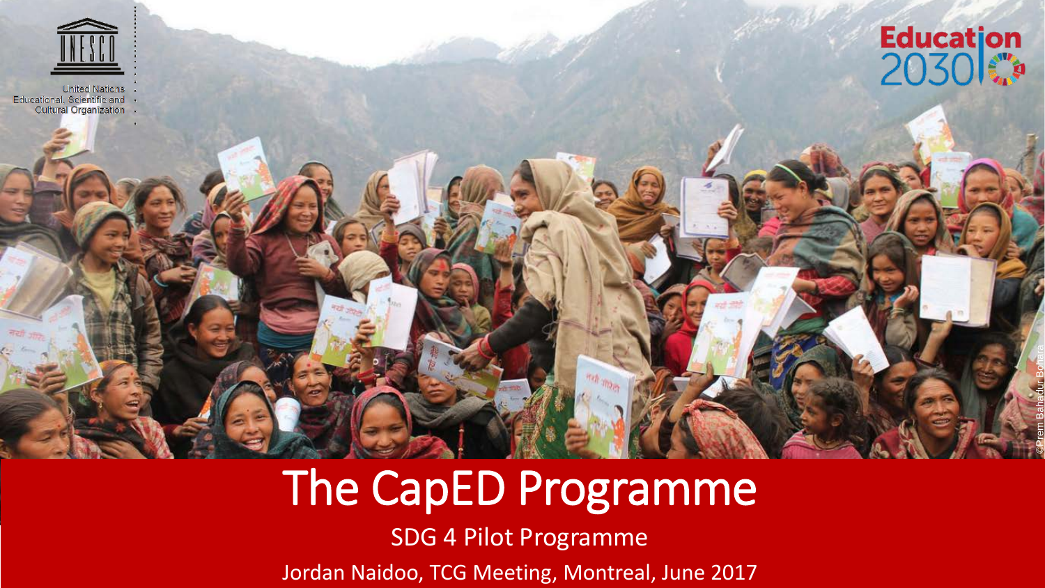United Nations Educational, Scientific and Cultural Organization

Education 2030

# The CapED Programme

SDG 4 Pilot Programme

Jordan Naidoo, TCG Meeting, Montreal, June 2017

©Prem Bahadur Bohara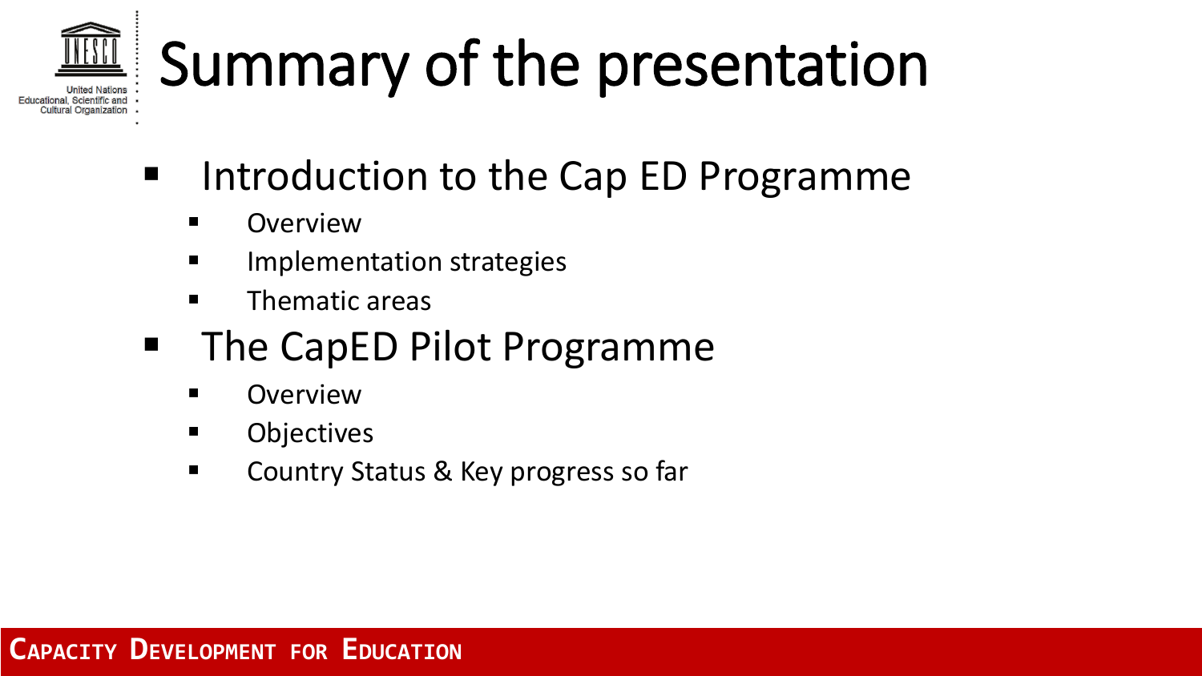# Summary of the presentation

- Introduction to the Cap ED Programme
  - Overview
  - Implementation strategies
  - Thematic areas
- The CapED Pilot Programme
  - Overview
  - Objectives
  - Country Status & Key progress so far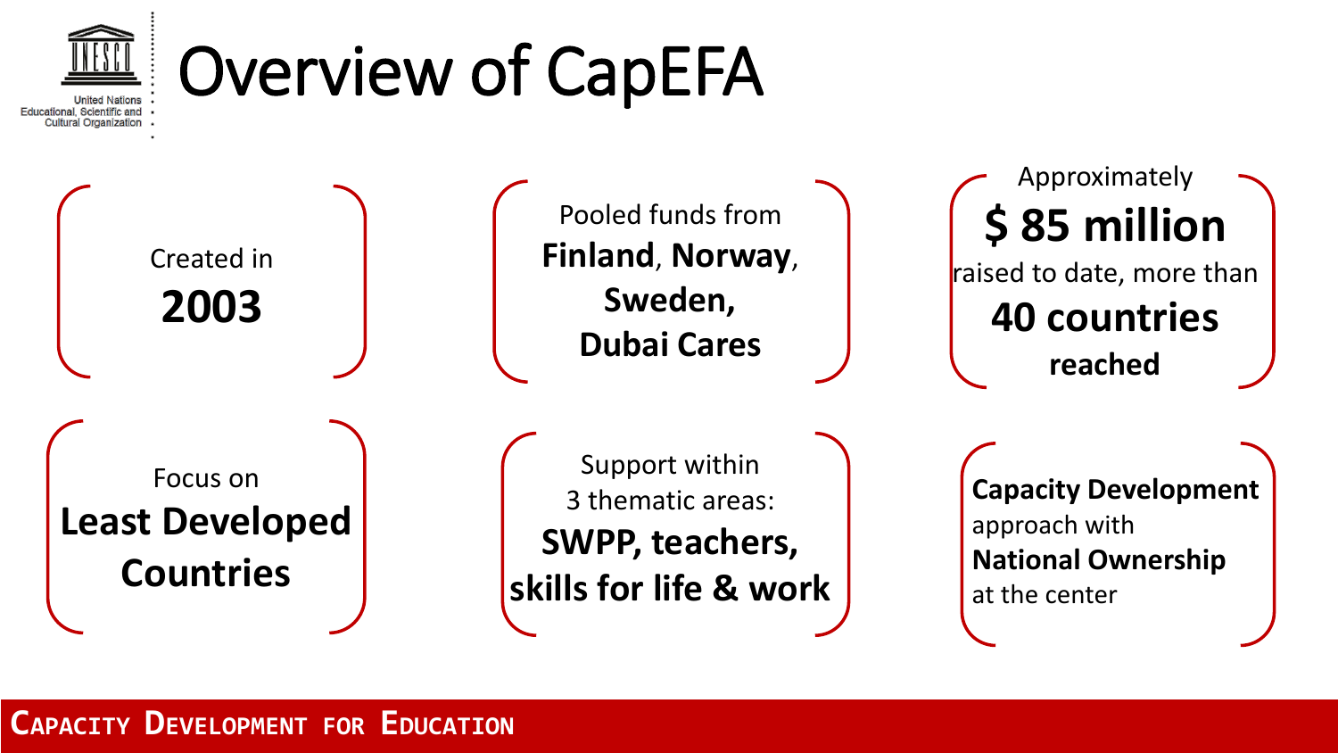# Overview of CapEFA

Created in
**2003**

Pooled funds from
**Finland**, **Norway**, **Sweden**, **Dubai Cares**

Approximately
**$ 85 million**
raised to date, more than
**40 countries reached**

Focus on
**Least Developed Countries**

Support within
3 thematic areas:
**SWPP, teachers, skills for life & work**

**Capacity Development** approach with **National Ownership** at the center

CAPACITY DEVELOPMENT FOR EDUCATION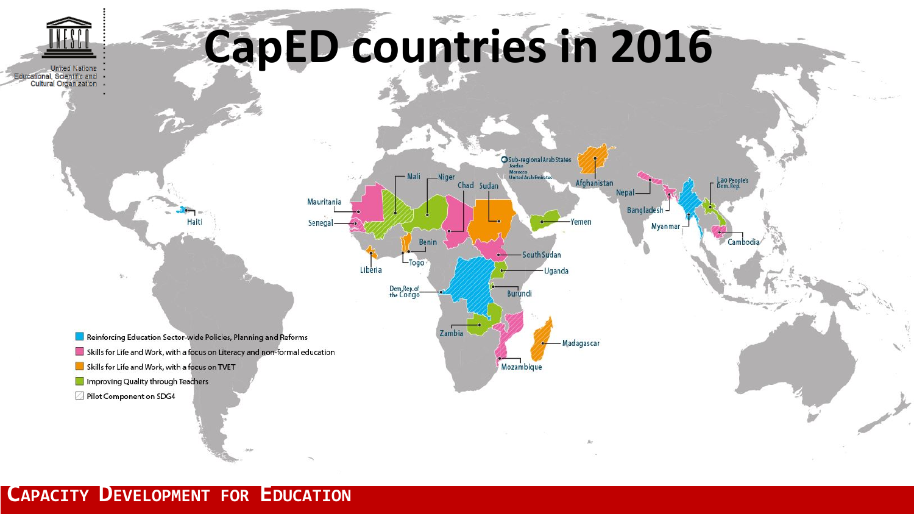# CapED countries in 2016

United Nations Educational, Scientific and Cultural Organization

Mali, Niger, Chad, Sudan, Mauritania, Senegal, Haiti, Benin, Togo, Liberia, Dem.Rep.of the Congo, South Sudan, Uganda, Burundi, Zambia, Mozambique, Madagascar, Sub-regional Arab States (Jordan, Morocco, United Arab Emirates), Afghanistan, Yemen, Nepal, Bangladesh, Myanmar, Lao People's Dem. Rep., Cambodia

- Reinforcing Education Sector-wide Policies, Planning and Reforms
- Skills for Life and Work, with a focus on Literacy and non-formal education
- Skills for Life and Work, with a focus on TVET
- Improving Quality through Teachers
- Pilot Component on SDG4

CAPACITY DEVELOPMENT FOR EDUCATION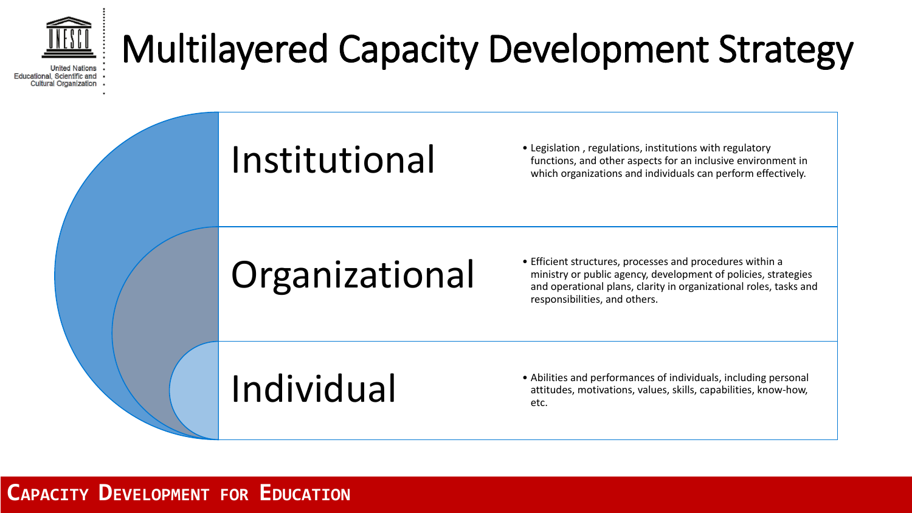# Multilayered Capacity Development Strategy

## Institutional

- Legislation , regulations, institutions with regulatory functions, and other aspects for an inclusive environment in which organizations and individuals can perform effectively.

## Organizational

- Efficient structures, processes and procedures within a ministry or public agency, development of policies, strategies and operational plans, clarity in organizational roles, tasks and responsibilities, and others.

## Individual

- Abilities and performances of individuals, including personal attitudes, motivations, values, skills, capabilities, know-how, etc.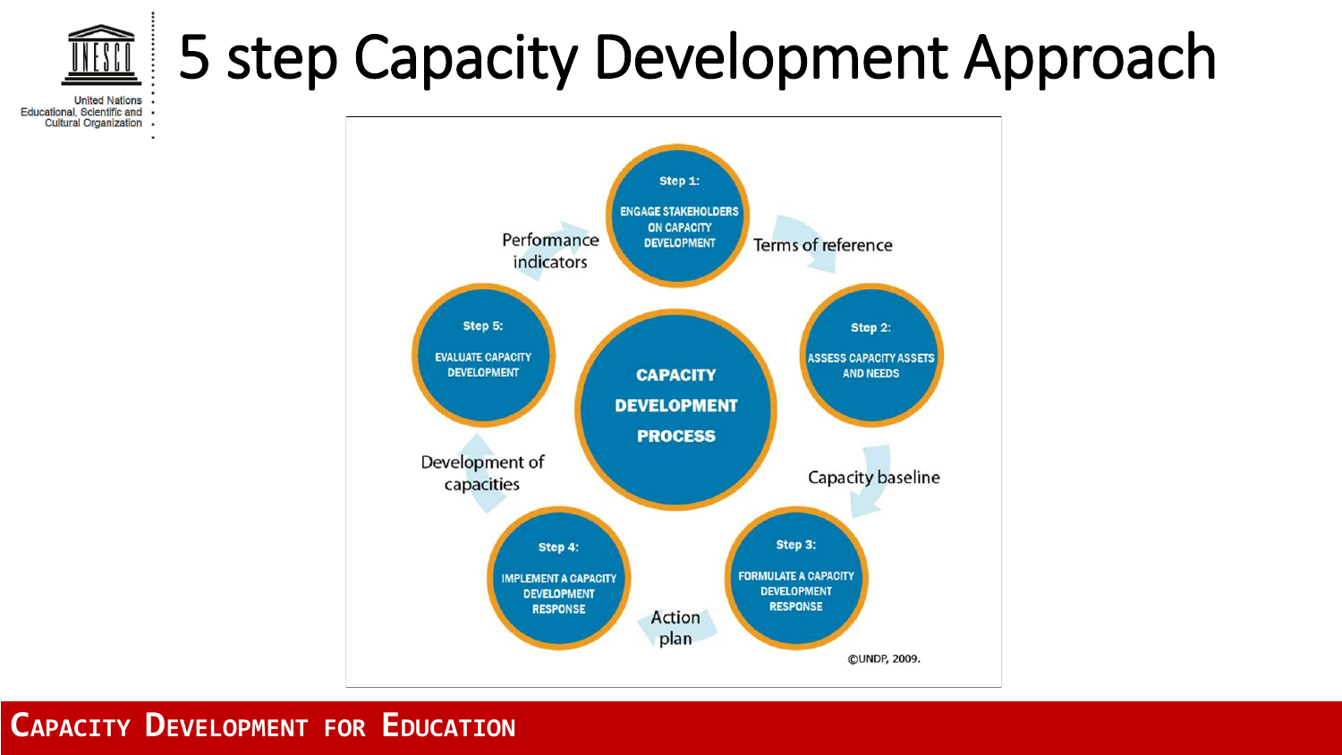# 5 step Capacity Development Approach

**CAPACITY DEVELOPMENT PROCESS**

- **Step 1:** ENGAGE STAKEHOLDERS ON CAPACITY DEVELOPMENT
- Terms of reference
- **Step 2:** ASSESS CAPACITY ASSETS AND NEEDS
- Capacity baseline
- **Step 3:** FORMULATE A CAPACITY DEVELOPMENT RESPONSE
- Action plan
- **Step 4:** IMPLEMENT A CAPACITY DEVELOPMENT RESPONSE
- Development of capacities
- **Step 5:** EVALUATE CAPACITY DEVELOPMENT
- Performance indicators

©UNDP, 2009.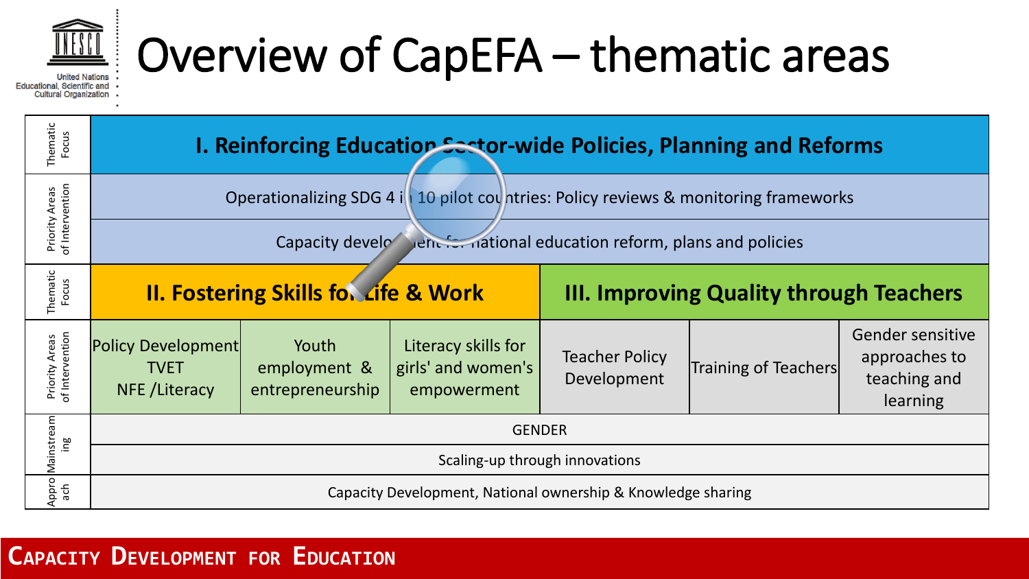# Overview of CapEFA – thematic areas

| Thematic Focus | I. Reinforcing Education Sector-wide Policies, Planning and Reforms | | | | | |
|---|---|---|---|---|---|---|
| Priority Areas of Intervention | Operationalizing SDG 4 in 10 pilot countries: Policy reviews & monitoring frameworks | | | | | |
| | Capacity development for national education reform, plans and policies | | | | | |
| Thematic Focus | II. Fostering Skills for Life & Work | | | III. Improving Quality through Teachers | | |
| Priority Areas of Intervention | Policy Development TVET NFE /Literacy | Youth employment & entrepreneurship | Literacy skills for girls' and women's empowerment | Teacher Policy Development | Training of Teachers | Gender sensitive approaches to teaching and learning |
| Mainstreaming | GENDER | | | | | |
| | Scaling-up through innovations | | | | | |
| Approach | Capacity Development, National ownership & Knowledge sharing | | | | | |

**CAPACITY DEVELOPMENT FOR EDUCATION**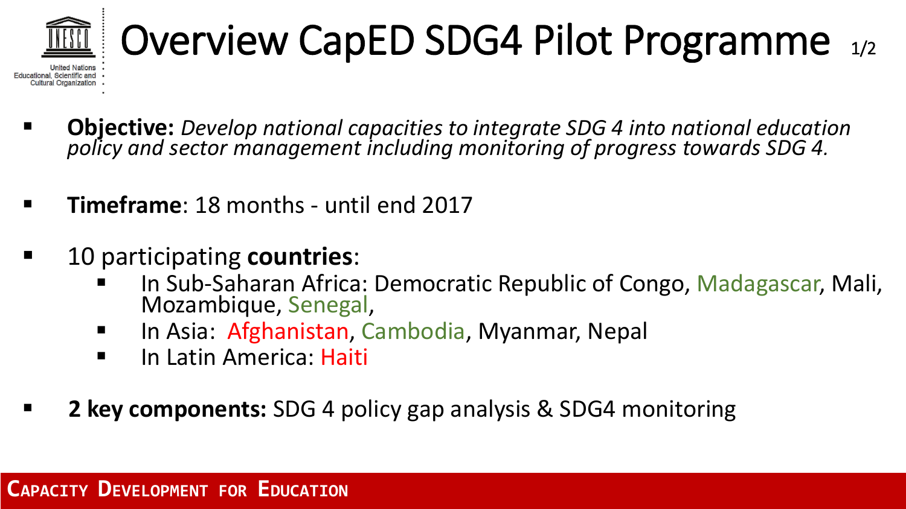# Overview CapED SDG4 Pilot Programme 1/2

- **Objective:** *Develop national capacities to integrate SDG 4 into national education policy and sector management including monitoring of progress towards SDG 4.*
- **Timeframe**: 18 months - until end 2017
- 10 participating **countries**:
  - In Sub-Saharan Africa: Democratic Republic of Congo, Madagascar, Mali, Mozambique, Senegal,
  - In Asia: Afghanistan, Cambodia, Myanmar, Nepal
  - In Latin America: Haiti
- **2 key components:** SDG 4 policy gap analysis & SDG4 monitoring

CAPACITY DEVELOPMENT FOR EDUCATION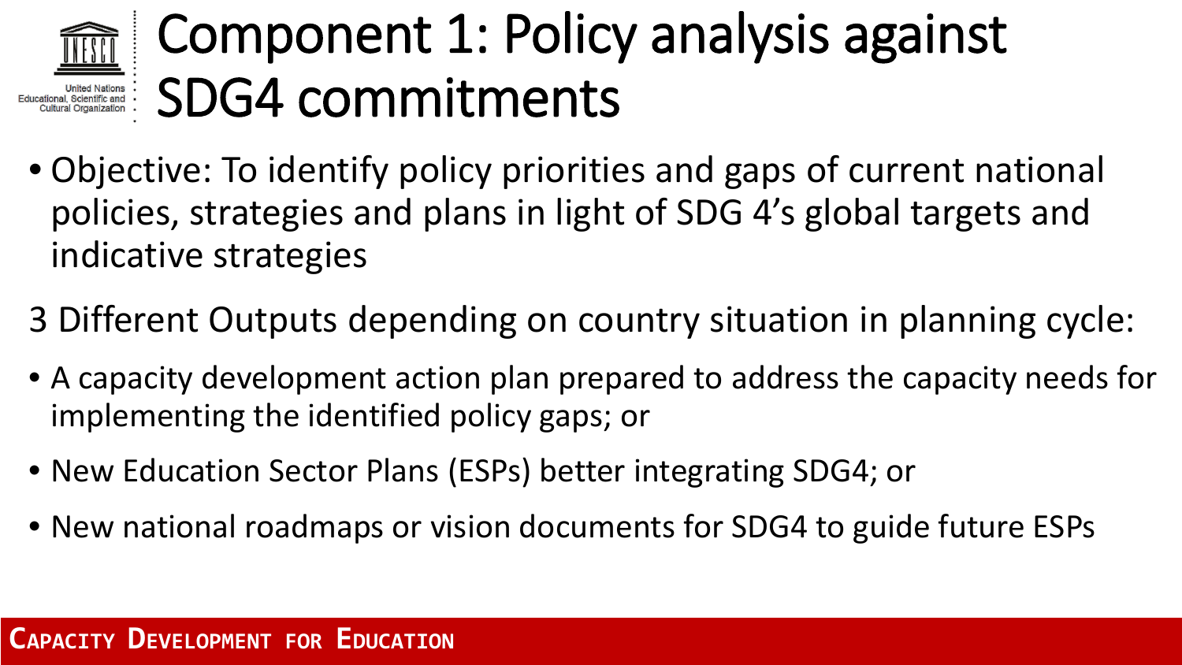# Component 1: Policy analysis against SDG4 commitments

- Objective: To identify policy priorities and gaps of current national policies, strategies and plans in light of SDG 4's global targets and indicative strategies

3 Different Outputs depending on country situation in planning cycle:

- A capacity development action plan prepared to address the capacity needs for implementing the identified policy gaps; or
- New Education Sector Plans (ESPs) better integrating SDG4; or
- New national roadmaps or vision documents for SDG4 to guide future ESPs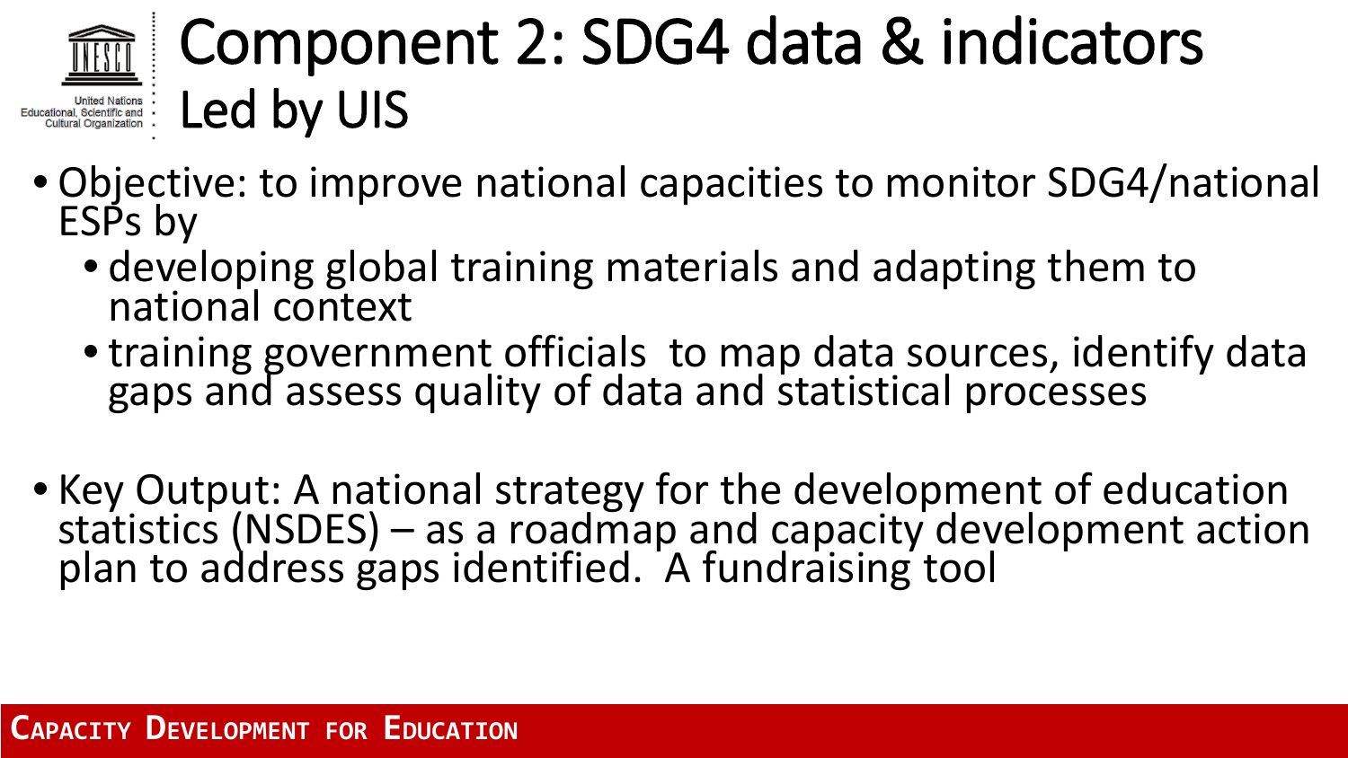# Component 2: SDG4 data & indicators
## Led by UIS

- Objective: to improve national capacities to monitor SDG4/national ESPs by
  - developing global training materials and adapting them to national context
  - training government officials to map data sources, identify data gaps and assess quality of data and statistical processes

- Key Output: A national strategy for the development of education statistics (NSDES) – as a roadmap and capacity development action plan to address gaps identified. A fundraising tool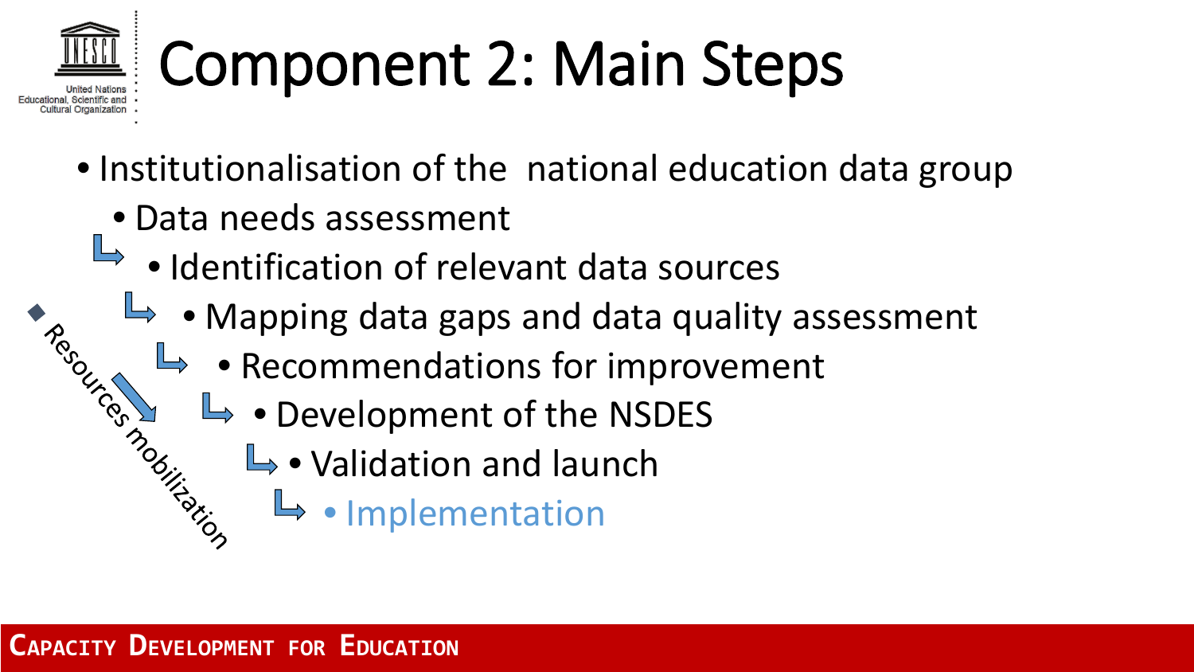# Component 2: Main Steps

- Institutionalisation of the national education data group
  - Data needs assessment
    - Identification of relevant data sources
      - Mapping data gaps and data quality assessment
        - Recommendations for improvement
          - Development of the NSDES
            - Validation and launch
              - Implementation

Resources mobilization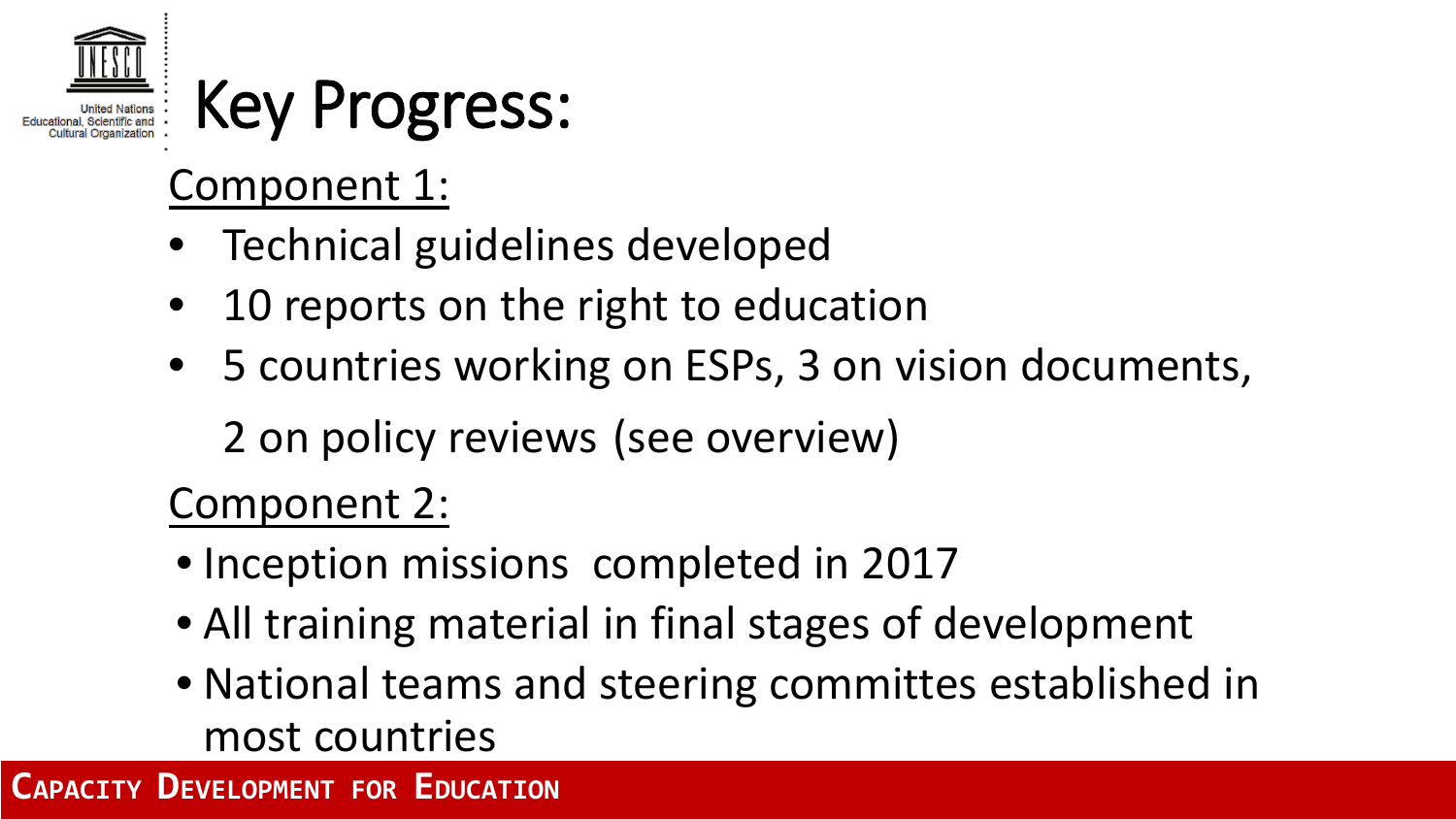# Key Progress:

## Component 1:

- Technical guidelines developed
- 10 reports on the right to education
- 5 countries working on ESPs, 3 on vision documents, 2 on policy reviews (see overview)

## Component 2:

- Inception missions completed in 2017
- All training material in final stages of development
- National teams and steering committes established in most countries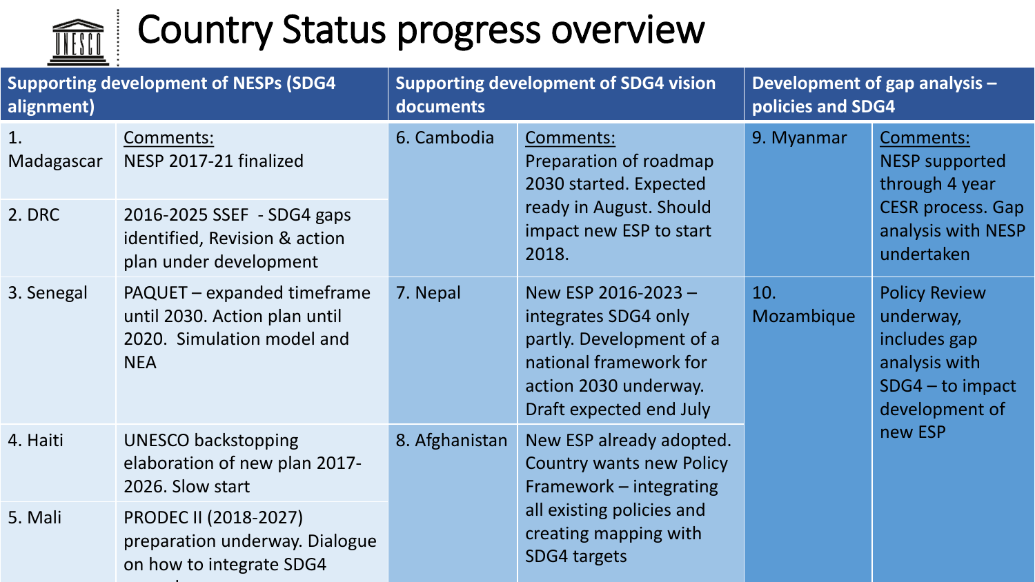# Country Status progress overview

| Supporting development of NESPs (SDG4 alignment) | | Supporting development of SDG4 vision documents | | Development of gap analysis – policies and SDG4 | |
|---|---|---|---|---|---|
| 1. Madagascar | Comments: NESP 2017-21 finalized | 6. Cambodia | Comments: Preparation of roadmap 2030 started. Expected ready in August. Should impact new ESP to start 2018. | 9. Myanmar | Comments: NESP supported through 4 year CESR process. Gap analysis with NESP undertaken |
| 2. DRC | 2016-2025 SSEF - SDG4 gaps identified, Revision & action plan under development | | | | |
| 3. Senegal | PAQUET – expanded timeframe until 2030. Action plan until 2020. Simulation model and NEA | 7. Nepal | New ESP 2016-2023 – integrates SDG4 only partly. Development of a national framework for action 2030 underway. Draft expected end July | 10. Mozambique | Policy Review underway, includes gap analysis with SDG4 – to impact development of new ESP |
| 4. Haiti | UNESCO backstopping elaboration of new plan 2017-2026. Slow start | 8. Afghanistan | New ESP already adopted. Country wants new Policy Framework – integrating all existing policies and creating mapping with SDG4 targets | | |
| 5. Mali | PRODEC II (2018-2027) preparation underway. Dialogue on how to integrate SDG4 | | | | |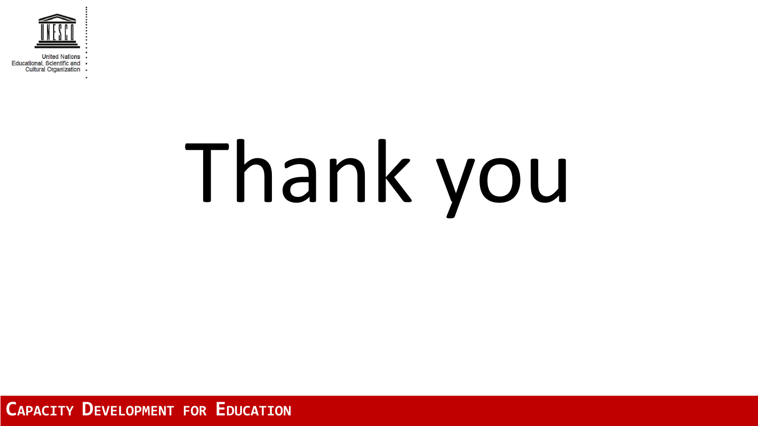# Thank you